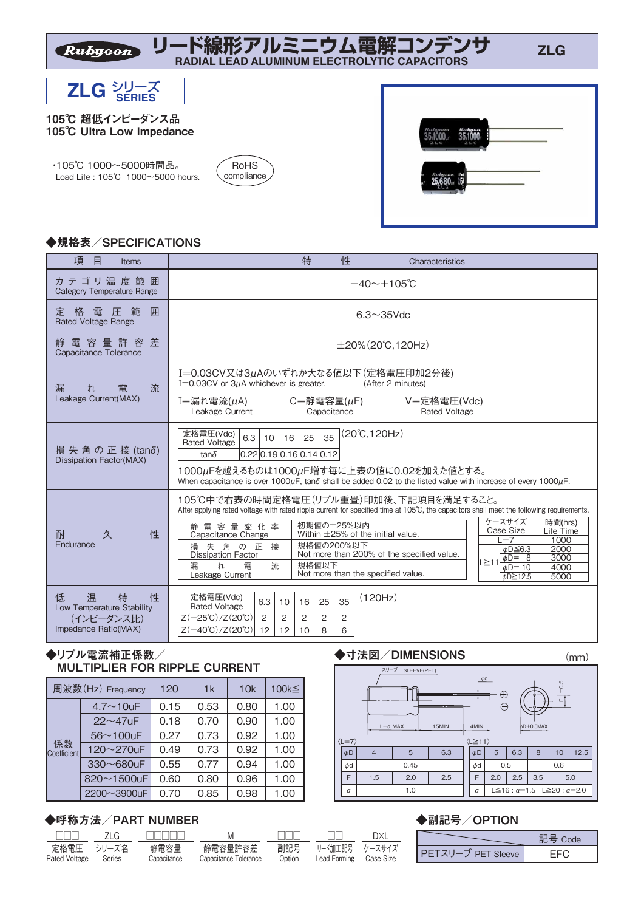# リード線形アルミニウム電解コンデンサ
RADIAL LEAD ALUMINUM ELECTROLYTIC CAPACITORS

ZLG

## ZLG シリーズ SERIES

**105℃ 超低インピーダンス品**
**105℃ Ultra Low Impedance**

・105℃ 1000～5000時間品。
Load Life : 105℃ 1000～5000 hours.

RoHS compliance

### ◆規格表／SPECIFICATIONS

| 項目 Items | 特性 Characteristics |
|---|---|
| カテゴリ温度範囲 Category Temperature Range | −40～+105℃ |
| 定格電圧範囲 Rated Voltage Range | 6.3～35Vdc |
| 静電容量許容差 Capacitance Tolerance | ±20%(20℃,120Hz) |
| 漏れ電流 Leakage Current(MAX) | I=0.03CV又は3μAのいずれか大なる値以下(定格電圧印加2分後) I=0.03CV or 3μA whichever is greater. (After 2 minutes) I=漏れ電流(μA) Leakage Current C=静電容量(μF) Capacitance V=定格電圧(Vdc) Rated Voltage |
| 損失角の正接(tanδ) Dissipation Factor(MAX) | (20℃,120Hz) 定格電圧(Vdc) Rated Voltage: 6.3 / 10 / 16 / 25 / 35; tanδ: 0.22 / 0.19 / 0.16 / 0.14 / 0.12. 1000μFを越えるものは1000μF増す毎に上表の値に0.02を加えた値とする。 When capacitance is over 1000μF, tanδ shall be added 0.02 to the listed value with increase of every 1000μF. |
| 耐久性 Endurance | 105℃中で右表の時間定格電圧(リプル重畳)印加後、下記項目を満足すること。 After applying rated voltage with rated ripple current for specified time at 105℃, the capacitors shall meet the following requirements. |
| 低温特性 Low Temperature Stability (インピーダンス比) Impedance Ratio(MAX) | (120Hz) see table below |

Dissipation Factor:

| 定格電圧(Vdc) Rated Voltage | 6.3 | 10 | 16 | 25 | 35 |
|---|---|---|---|---|---|
| tanδ | 0.22 | 0.19 | 0.16 | 0.14 | 0.12 |

Endurance:

| 項目 | 規格 |
|---|---|
| 静電容量変化率 Capacitance Change | 初期値の±25%以内 Within ±25% of the initial value. |
| 損失角の正接 Dissipation Factor | 規格値の200%以下 Not more than 200% of the specified value. |
| 漏れ電流 Leakage Current | 規格値以下 Not more than the specified value. |

| ケースサイズ Case Size | | 時間(hrs) Life Time |
|---|---|---|
| L=7 | | 1000 |
| L≧11 | φD≦6.3 | 2000 |
| | φD= 8 | 3000 |
| | φD= 10 | 4000 |
| | φD≧12.5 | 5000 |

Low Temperature Stability (120Hz):

| 定格電圧(Vdc) Rated Voltage | 6.3 | 10 | 16 | 25 | 35 |
|---|---|---|---|---|---|
| Z(−25℃)/Z(20℃) | 2 | 2 | 2 | 2 | 2 |
| Z(−40℃)/Z(20℃) | 12 | 12 | 10 | 8 | 6 |

### ◆リプル電流補正係数／MULTIPLIER FOR RIPPLE CURRENT

| 周波数(Hz) Frequency | | 120 | 1k | 10k | 100k≦ |
|---|---|---|---|---|---|
| 係数 Coefficient | 4.7～10uF | 0.15 | 0.53 | 0.80 | 1.00 |
| | 22～47uF | 0.18 | 0.70 | 0.90 | 1.00 |
| | 56～100uF | 0.27 | 0.73 | 0.92 | 1.00 |
| | 120～270uF | 0.49 | 0.73 | 0.92 | 1.00 |
| | 330～680uF | 0.55 | 0.77 | 0.94 | 1.00 |
| | 820～1500uF | 0.60 | 0.80 | 0.96 | 1.00 |
| | 2200～3900uF | 0.70 | 0.85 | 0.98 | 1.00 |

### ◆寸法図／DIMENSIONS

(mm)

スリーブ SLEEVE(PET)　φd　L+α MAX　15MIN　4MIN　φD+0.5MAX　F±0.5

〈L=7〉

| φD | 4 | 5 | 6.3 |
|---|---|---|---|
| φd | 0.45 | | |
| F | 1.5 | 2.0 | 2.5 |
| α | 1.0 | | |

〈L≧11〉

| φD | 5 | 6.3 | 8 | 10 | 12.5 |
|---|---|---|---|---|---|
| φd | 0.5 | | | 0.6 | |
| F | 2.0 | 2.5 | 3.5 | 5.0 | |
| α | L≦16 : α=1.5　L≧20 : α=2.0 | | | | |

### ◆呼称方法／PART NUMBER

□□□ ZLG □□□□□ M □□□ □□ D×L

| □□□ | ZLG | □□□□□ | M | □□□ | □□ | D×L |
|---|---|---|---|---|---|---|
| 定格電圧 Rated Voltage | シリーズ名 Series | 静電容量 Capacitance | 静電容量許容差 Capacitance Tolerance | 副記号 Option | リード加工記号 Lead Forming | ケースサイズ Case Size |

### ◆副記号／OPTION

| | 記号 Code |
|---|---|
| PETスリーブ PET Sleeve | EFC |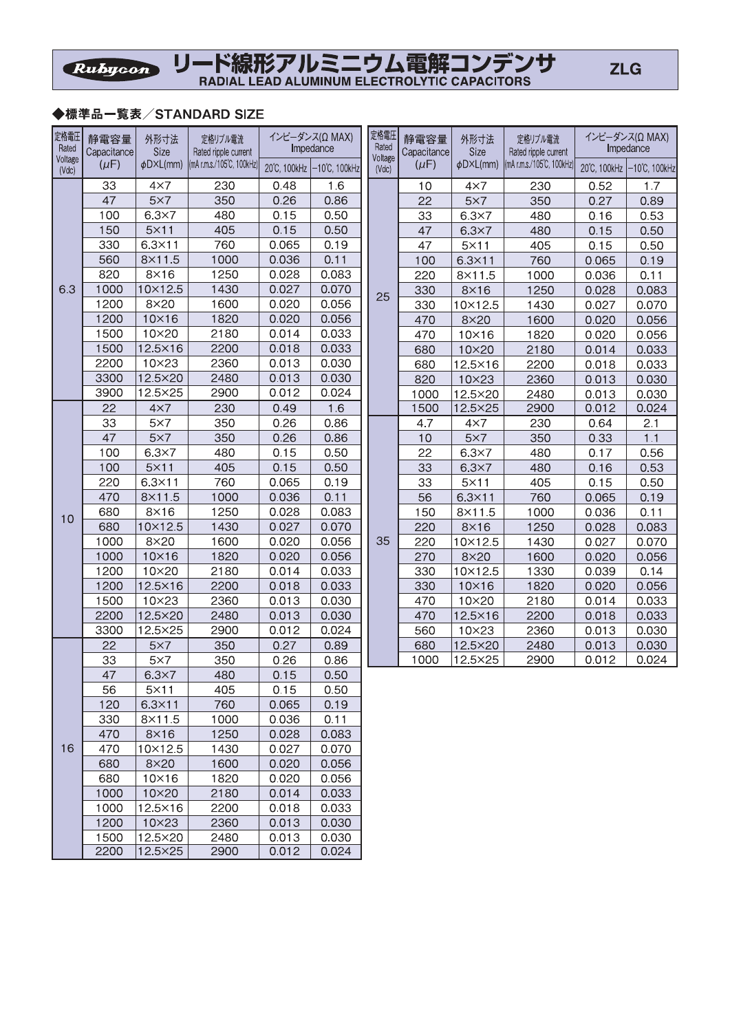# Rubycon リード線形アルミニウム電解コンデンサ RADIAL LEAD ALUMINUM ELECTROLYTIC CAPACITORS

ZLG

## ◆標準品一覧表／STANDARD SIZE

| 定格電圧 Rated Voltage (Vdc) | 静電容量 Capacitance (μF) | 外形寸法 Size φD×L(mm) | 定格リプル電流 Rated ripple current (mA r.m.s./105℃, 100kHz) | インピーダンス(Ω MAX) Impedance 20℃, 100kHz | インピーダンス(Ω MAX) Impedance −10℃, 100kHz |
|---|---|---|---|---|---|
| 6.3 | 33 | 4×7 | 230 | 0.48 | 1.6 |
| | 47 | 5×7 | 350 | 0.26 | 0.86 |
| | 100 | 6.3×7 | 480 | 0.15 | 0.50 |
| | 150 | 5×11 | 405 | 0.15 | 0.50 |
| | 330 | 6.3×11 | 760 | 0.065 | 0.19 |
| | 560 | 8×11.5 | 1000 | 0.036 | 0.11 |
| | 820 | 8×16 | 1250 | 0.028 | 0.083 |
| | 1000 | 10×12.5 | 1430 | 0.027 | 0.070 |
| | 1200 | 8×20 | 1600 | 0.020 | 0.056 |
| | 1200 | 10×16 | 1820 | 0.020 | 0.056 |
| | 1500 | 10×20 | 2180 | 0.014 | 0.033 |
| | 1500 | 12.5×16 | 2200 | 0.018 | 0.033 |
| | 2200 | 10×23 | 2360 | 0.013 | 0.030 |
| | 3300 | 12.5×20 | 2480 | 0.013 | 0.030 |
| | 3900 | 12.5×25 | 2900 | 0.012 | 0.024 |
| 10 | 22 | 4×7 | 230 | 0.49 | 1.6 |
| | 33 | 5×7 | 350 | 0.26 | 0.86 |
| | 47 | 5×7 | 350 | 0.26 | 0.86 |
| | 100 | 6.3×7 | 480 | 0.15 | 0.50 |
| | 100 | 5×11 | 405 | 0.15 | 0.50 |
| | 220 | 6.3×11 | 760 | 0.065 | 0.19 |
| | 470 | 8×11.5 | 1000 | 0.036 | 0.11 |
| | 680 | 8×16 | 1250 | 0.028 | 0.083 |
| | 680 | 10×12.5 | 1430 | 0.027 | 0.070 |
| | 1000 | 8×20 | 1600 | 0.020 | 0.056 |
| | 1000 | 10×16 | 1820 | 0.020 | 0.056 |
| | 1200 | 10×20 | 2180 | 0.014 | 0.033 |
| | 1200 | 12.5×16 | 2200 | 0.018 | 0.033 |
| | 1500 | 10×23 | 2360 | 0.013 | 0.030 |
| | 2200 | 12.5×20 | 2480 | 0.013 | 0.030 |
| | 3300 | 12.5×25 | 2900 | 0.012 | 0.024 |
| 16 | 22 | 5×7 | 350 | 0.27 | 0.89 |
| | 33 | 5×7 | 350 | 0.26 | 0.86 |
| | 47 | 6.3×7 | 480 | 0.15 | 0.50 |
| | 56 | 5×11 | 405 | 0.15 | 0.50 |
| | 120 | 6.3×11 | 760 | 0.065 | 0.19 |
| | 330 | 8×11.5 | 1000 | 0.036 | 0.11 |
| | 470 | 8×16 | 1250 | 0.028 | 0.083 |
| | 470 | 10×12.5 | 1430 | 0.027 | 0.070 |
| | 680 | 8×20 | 1600 | 0.020 | 0.056 |
| | 680 | 10×16 | 1820 | 0.020 | 0.056 |
| | 1000 | 10×20 | 2180 | 0.014 | 0.033 |
| | 1000 | 12.5×16 | 2200 | 0.018 | 0.033 |
| | 1200 | 10×23 | 2360 | 0.013 | 0.030 |
| | 1500 | 12.5×20 | 2480 | 0.013 | 0.030 |
| | 2200 | 12.5×25 | 2900 | 0.012 | 0.024 |
| 25 | 10 | 4×7 | 230 | 0.52 | 1.7 |
| | 22 | 5×7 | 350 | 0.27 | 0.89 |
| | 33 | 6.3×7 | 480 | 0.16 | 0.53 |
| | 47 | 6.3×7 | 480 | 0.15 | 0.50 |
| | 47 | 5×11 | 405 | 0.15 | 0.50 |
| | 100 | 6.3×11 | 760 | 0.065 | 0.19 |
| | 220 | 8×11.5 | 1000 | 0.036 | 0.11 |
| | 330 | 8×16 | 1250 | 0.028 | 0.083 |
| | 330 | 10×12.5 | 1430 | 0.027 | 0.070 |
| | 470 | 8×20 | 1600 | 0.020 | 0.056 |
| | 470 | 10×16 | 1820 | 0.020 | 0.056 |
| | 680 | 10×20 | 2180 | 0.014 | 0.033 |
| | 680 | 12.5×16 | 2200 | 0.018 | 0.033 |
| | 820 | 10×23 | 2360 | 0.013 | 0.030 |
| | 1000 | 12.5×20 | 2480 | 0.013 | 0.030 |
| | 1500 | 12.5×25 | 2900 | 0.012 | 0.024 |
| 35 | 4.7 | 4×7 | 230 | 0.64 | 2.1 |
| | 10 | 5×7 | 350 | 0.33 | 1.1 |
| | 22 | 6.3×7 | 480 | 0.17 | 0.56 |
| | 33 | 6.3×7 | 480 | 0.16 | 0.53 |
| | 33 | 5×11 | 405 | 0.15 | 0.50 |
| | 56 | 6.3×11 | 760 | 0.065 | 0.19 |
| | 150 | 8×11.5 | 1000 | 0.036 | 0.11 |
| | 220 | 8×16 | 1250 | 0.028 | 0.083 |
| | 220 | 10×12.5 | 1430 | 0.027 | 0.070 |
| | 270 | 8×20 | 1600 | 0.020 | 0.056 |
| | 330 | 10×12.5 | 1330 | 0.039 | 0.14 |
| | 330 | 10×16 | 1820 | 0.020 | 0.056 |
| | 470 | 10×20 | 2180 | 0.014 | 0.033 |
| | 470 | 12.5×16 | 2200 | 0.018 | 0.033 |
| | 560 | 10×23 | 2360 | 0.013 | 0.030 |
| | 680 | 12.5×20 | 2480 | 0.013 | 0.030 |
| | 1000 | 12.5×25 | 2900 | 0.012 | 0.024 |